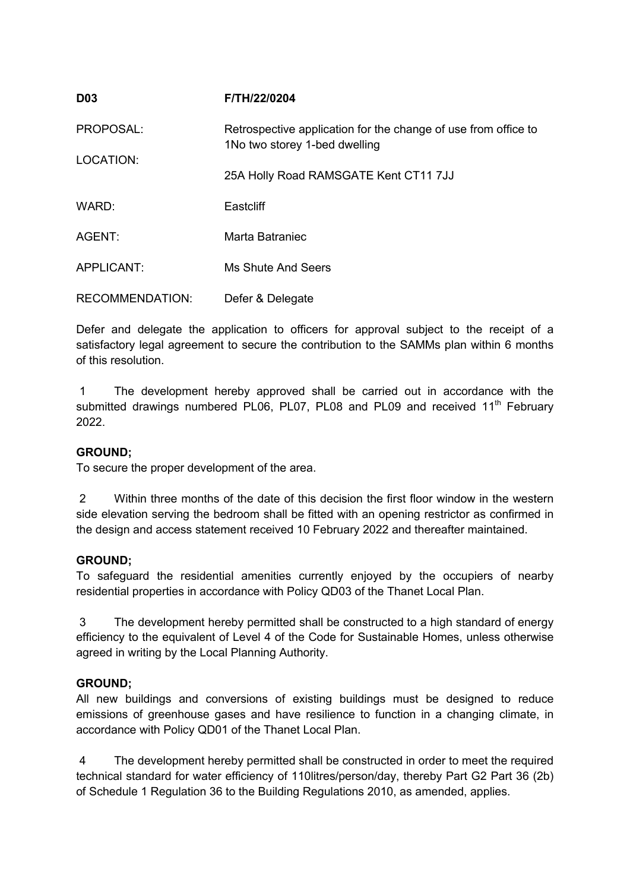**D03** **F/TH/22/0204**

PROPOSAL: Retrospective application for the change of use from office to 1No two storey 1-bed dwelling

LOCATION: 25A Holly Road RAMSGATE Kent CT11 7JJ

WARD: Eastcliff

AGENT: Marta Batraniec

APPLICANT: Ms Shute And Seers

RECOMMENDATION: Defer & Delegate

Defer and delegate the application to officers for approval subject to the receipt of a satisfactory legal agreement to secure the contribution to the SAMMs plan within 6 months of this resolution.

1 The development hereby approved shall be carried out in accordance with the submitted drawings numbered PL06, PL07, PL08 and PL09 and received 11th February 2022.

**GROUND;**
To secure the proper development of the area.

2 Within three months of the date of this decision the first floor window in the western side elevation serving the bedroom shall be fitted with an opening restrictor as confirmed in the design and access statement received 10 February 2022 and thereafter maintained.

**GROUND;**
To safeguard the residential amenities currently enjoyed by the occupiers of nearby residential properties in accordance with Policy QD03 of the Thanet Local Plan.

3 The development hereby permitted shall be constructed to a high standard of energy efficiency to the equivalent of Level 4 of the Code for Sustainable Homes, unless otherwise agreed in writing by the Local Planning Authority.

**GROUND;**
All new buildings and conversions of existing buildings must be designed to reduce emissions of greenhouse gases and have resilience to function in a changing climate, in accordance with Policy QD01 of the Thanet Local Plan.

4 The development hereby permitted shall be constructed in order to meet the required technical standard for water efficiency of 110litres/person/day, thereby Part G2 Part 36 (2b) of Schedule 1 Regulation 36 to the Building Regulations 2010, as amended, applies.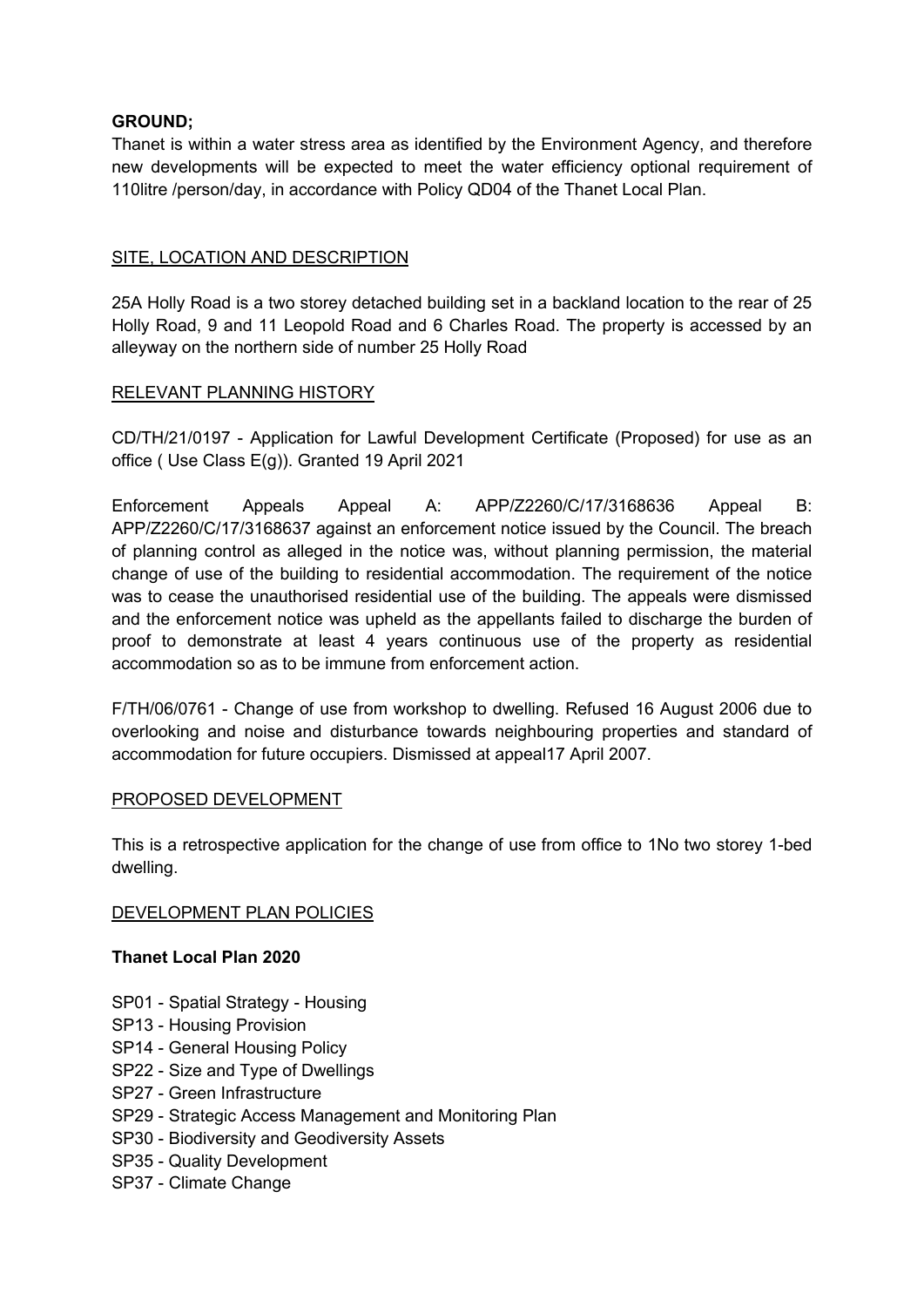**GROUND;**

Thanet is within a water stress area as identified by the Environment Agency, and therefore new developments will be expected to meet the water efficiency optional requirement of 110litre /person/day, in accordance with Policy QD04 of the Thanet Local Plan.

## SITE, LOCATION AND DESCRIPTION

25A Holly Road is a two storey detached building set in a backland location to the rear of 25 Holly Road, 9 and 11 Leopold Road and 6 Charles Road. The property is accessed by an alleyway on the northern side of number 25 Holly Road

## RELEVANT PLANNING HISTORY

CD/TH/21/0197 - Application for Lawful Development Certificate (Proposed) for use as an office ( Use Class E(g)). Granted 19 April 2021

Enforcement Appeals Appeal A: APP/Z2260/C/17/3168636 Appeal B: APP/Z2260/C/17/3168637 against an enforcement notice issued by the Council. The breach of planning control as alleged in the notice was, without planning permission, the material change of use of the building to residential accommodation. The requirement of the notice was to cease the unauthorised residential use of the building. The appeals were dismissed and the enforcement notice was upheld as the appellants failed to discharge the burden of proof to demonstrate at least 4 years continuous use of the property as residential accommodation so as to be immune from enforcement action.

F/TH/06/0761 - Change of use from workshop to dwelling. Refused 16 August 2006 due to overlooking and noise and disturbance towards neighbouring properties and standard of accommodation for future occupiers. Dismissed at appeal17 April 2007.

## PROPOSED DEVELOPMENT

This is a retrospective application for the change of use from office to 1No two storey 1-bed dwelling.

## DEVELOPMENT PLAN POLICIES

**Thanet Local Plan 2020**

- SP01 - Spatial Strategy - Housing
- SP13 - Housing Provision
- SP14 - General Housing Policy
- SP22 - Size and Type of Dwellings
- SP27 - Green Infrastructure
- SP29 - Strategic Access Management and Monitoring Plan
- SP30 - Biodiversity and Geodiversity Assets
- SP35 - Quality Development
- SP37 - Climate Change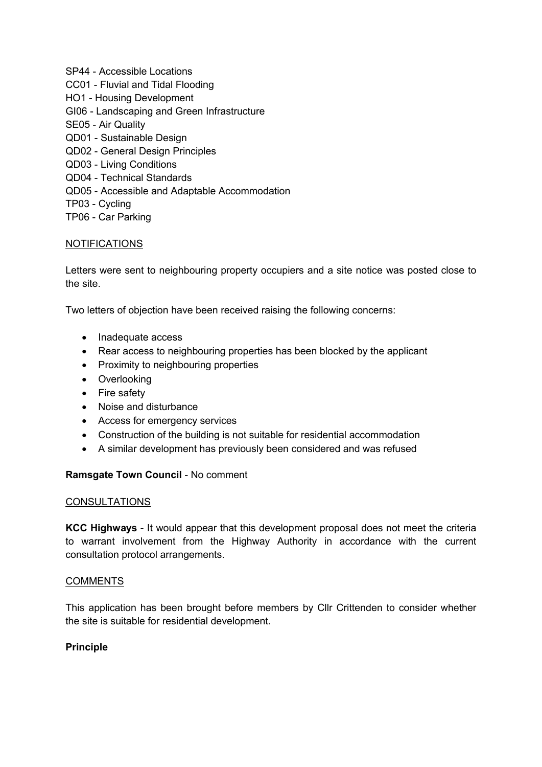SP44 - Accessible Locations
CC01 - Fluvial and Tidal Flooding
HO1 - Housing Development
GI06 - Landscaping and Green Infrastructure
SE05 - Air Quality
QD01 - Sustainable Design
QD02 - General Design Principles
QD03 - Living Conditions
QD04 - Technical Standards
QD05 - Accessible and Adaptable Accommodation
TP03 - Cycling
TP06 - Car Parking

## NOTIFICATIONS

Letters were sent to neighbouring property occupiers and a site notice was posted close to the site.

Two letters of objection have been received raising the following concerns:

- Inadequate access
- Rear access to neighbouring properties has been blocked by the applicant
- Proximity to neighbouring properties
- Overlooking
- Fire safety
- Noise and disturbance
- Access for emergency services
- Construction of the building is not suitable for residential accommodation
- A similar development has previously been considered and was refused

**Ramsgate Town Council** - No comment

## CONSULTATIONS

**KCC Highways** - It would appear that this development proposal does not meet the criteria to warrant involvement from the Highway Authority in accordance with the current consultation protocol arrangements.

## COMMENTS

This application has been brought before members by Cllr Crittenden to consider whether the site is suitable for residential development.

### Principle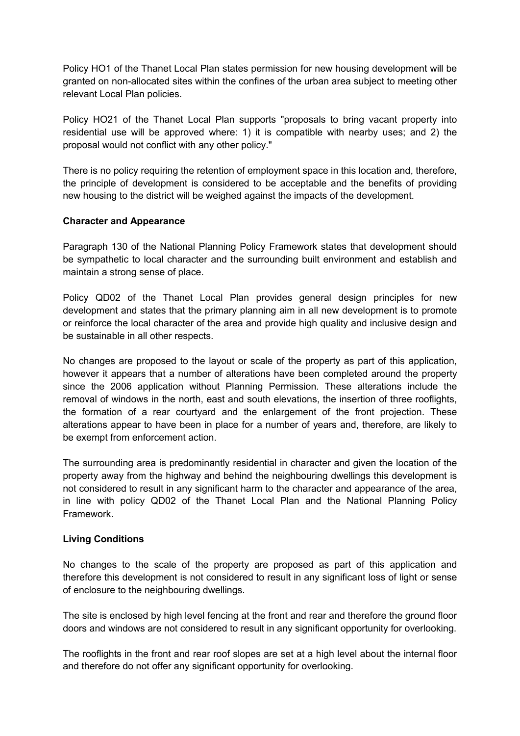Policy HO1 of the Thanet Local Plan states permission for new housing development will be granted on non-allocated sites within the confines of the urban area subject to meeting other relevant Local Plan policies.

Policy HO21 of the Thanet Local Plan supports "proposals to bring vacant property into residential use will be approved where: 1) it is compatible with nearby uses; and 2) the proposal would not conflict with any other policy."

There is no policy requiring the retention of employment space in this location and, therefore, the principle of development is considered to be acceptable and the benefits of providing new housing to the district will be weighed against the impacts of the development.

**Character and Appearance**

Paragraph 130 of the National Planning Policy Framework states that development should be sympathetic to local character and the surrounding built environment and establish and maintain a strong sense of place.

Policy QD02 of the Thanet Local Plan provides general design principles for new development and states that the primary planning aim in all new development is to promote or reinforce the local character of the area and provide high quality and inclusive design and be sustainable in all other respects.

No changes are proposed to the layout or scale of the property as part of this application, however it appears that a number of alterations have been completed around the property since the 2006 application without Planning Permission. These alterations include the removal of windows in the north, east and south elevations, the insertion of three rooflights, the formation of a rear courtyard and the enlargement of the front projection. These alterations appear to have been in place for a number of years and, therefore, are likely to be exempt from enforcement action.

The surrounding area is predominantly residential in character and given the location of the property away from the highway and behind the neighbouring dwellings this development is not considered to result in any significant harm to the character and appearance of the area, in line with policy QD02 of the Thanet Local Plan and the National Planning Policy Framework.

**Living Conditions**

No changes to the scale of the property are proposed as part of this application and therefore this development is not considered to result in any significant loss of light or sense of enclosure to the neighbouring dwellings.

The site is enclosed by high level fencing at the front and rear and therefore the ground floor doors and windows are not considered to result in any significant opportunity for overlooking.

The rooflights in the front and rear roof slopes are set at a high level about the internal floor and therefore do not offer any significant opportunity for overlooking.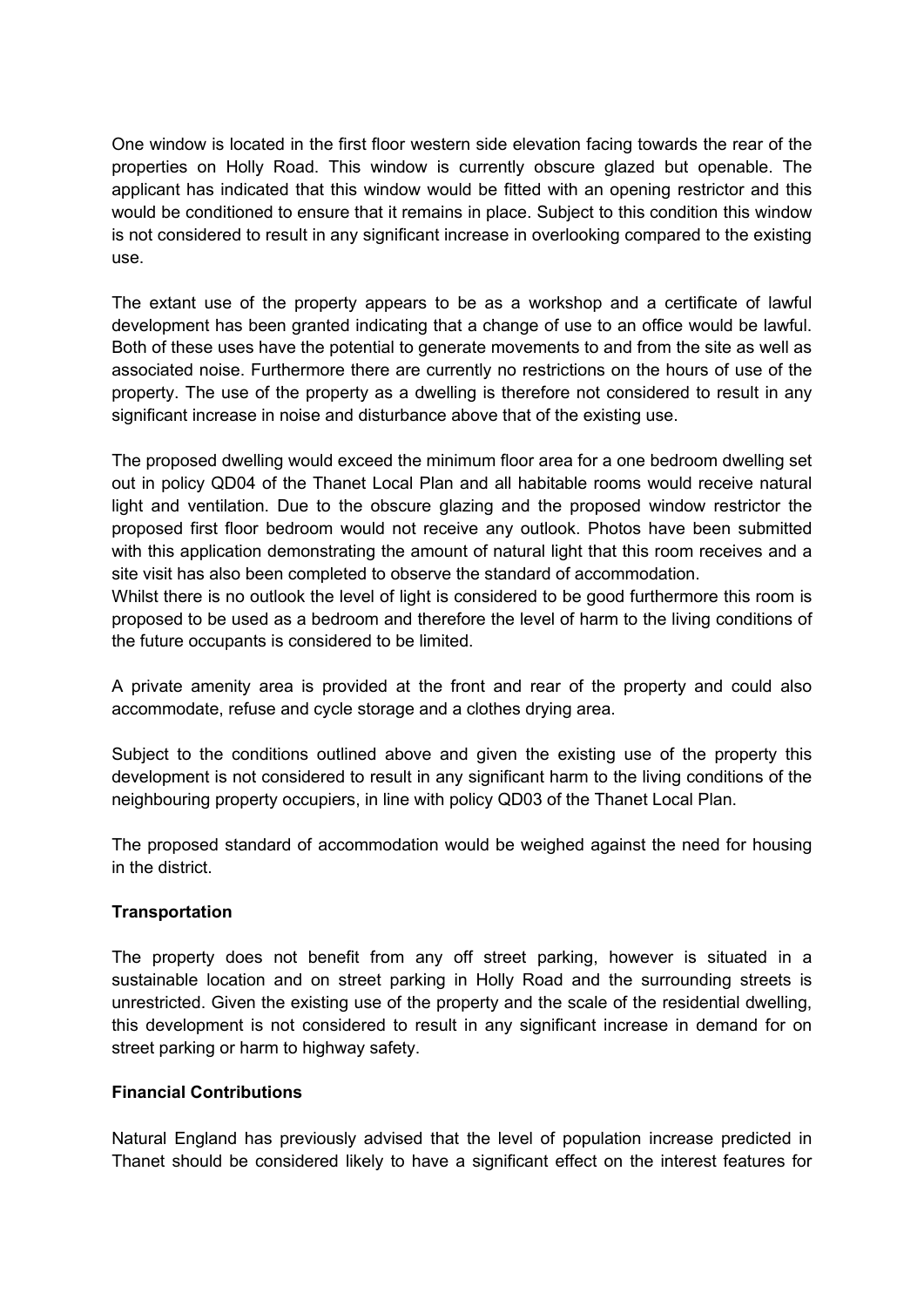One window is located in the first floor western side elevation facing towards the rear of the properties on Holly Road. This window is currently obscure glazed but openable. The applicant has indicated that this window would be fitted with an opening restrictor and this would be conditioned to ensure that it remains in place. Subject to this condition this window is not considered to result in any significant increase in overlooking compared to the existing use.

The extant use of the property appears to be as a workshop and a certificate of lawful development has been granted indicating that a change of use to an office would be lawful. Both of these uses have the potential to generate movements to and from the site as well as associated noise. Furthermore there are currently no restrictions on the hours of use of the property. The use of the property as a dwelling is therefore not considered to result in any significant increase in noise and disturbance above that of the existing use.

The proposed dwelling would exceed the minimum floor area for a one bedroom dwelling set out in policy QD04 of the Thanet Local Plan and all habitable rooms would receive natural light and ventilation. Due to the obscure glazing and the proposed window restrictor the proposed first floor bedroom would not receive any outlook. Photos have been submitted with this application demonstrating the amount of natural light that this room receives and a site visit has also been completed to observe the standard of accommodation.
Whilst there is no outlook the level of light is considered to be good furthermore this room is proposed to be used as a bedroom and therefore the level of harm to the living conditions of the future occupants is considered to be limited.

A private amenity area is provided at the front and rear of the property and could also accommodate, refuse and cycle storage and a clothes drying area.

Subject to the conditions outlined above and given the existing use of the property this development is not considered to result in any significant harm to the living conditions of the neighbouring property occupiers, in line with policy QD03 of the Thanet Local Plan.

The proposed standard of accommodation would be weighed against the need for housing in the district.

**Transportation**

The property does not benefit from any off street parking, however is situated in a sustainable location and on street parking in Holly Road and the surrounding streets is unrestricted. Given the existing use of the property and the scale of the residential dwelling, this development is not considered to result in any significant increase in demand for on street parking or harm to highway safety.

**Financial Contributions**

Natural England has previously advised that the level of population increase predicted in Thanet should be considered likely to have a significant effect on the interest features for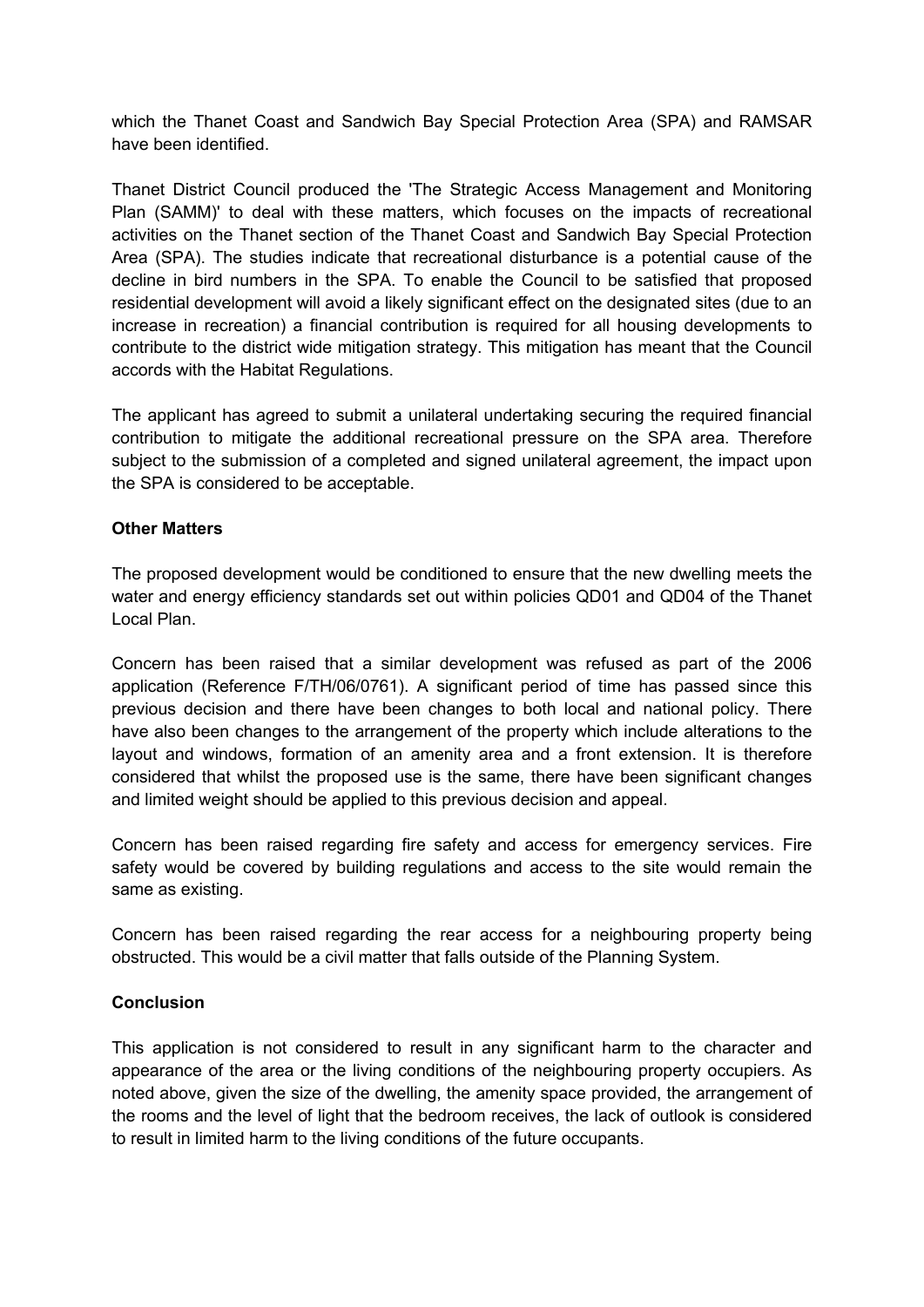which the Thanet Coast and Sandwich Bay Special Protection Area (SPA) and RAMSAR have been identified.

Thanet District Council produced the 'The Strategic Access Management and Monitoring Plan (SAMM)' to deal with these matters, which focuses on the impacts of recreational activities on the Thanet section of the Thanet Coast and Sandwich Bay Special Protection Area (SPA). The studies indicate that recreational disturbance is a potential cause of the decline in bird numbers in the SPA. To enable the Council to be satisfied that proposed residential development will avoid a likely significant effect on the designated sites (due to an increase in recreation) a financial contribution is required for all housing developments to contribute to the district wide mitigation strategy. This mitigation has meant that the Council accords with the Habitat Regulations.

The applicant has agreed to submit a unilateral undertaking securing the required financial contribution to mitigate the additional recreational pressure on the SPA area. Therefore subject to the submission of a completed and signed unilateral agreement, the impact upon the SPA is considered to be acceptable.

**Other Matters**

The proposed development would be conditioned to ensure that the new dwelling meets the water and energy efficiency standards set out within policies QD01 and QD04 of the Thanet Local Plan.

Concern has been raised that a similar development was refused as part of the 2006 application (Reference F/TH/06/0761). A significant period of time has passed since this previous decision and there have been changes to both local and national policy. There have also been changes to the arrangement of the property which include alterations to the layout and windows, formation of an amenity area and a front extension. It is therefore considered that whilst the proposed use is the same, there have been significant changes and limited weight should be applied to this previous decision and appeal.

Concern has been raised regarding fire safety and access for emergency services. Fire safety would be covered by building regulations and access to the site would remain the same as existing.

Concern has been raised regarding the rear access for a neighbouring property being obstructed. This would be a civil matter that falls outside of the Planning System.

**Conclusion**

This application is not considered to result in any significant harm to the character and appearance of the area or the living conditions of the neighbouring property occupiers. As noted above, given the size of the dwelling, the amenity space provided, the arrangement of the rooms and the level of light that the bedroom receives, the lack of outlook is considered to result in limited harm to the living conditions of the future occupants.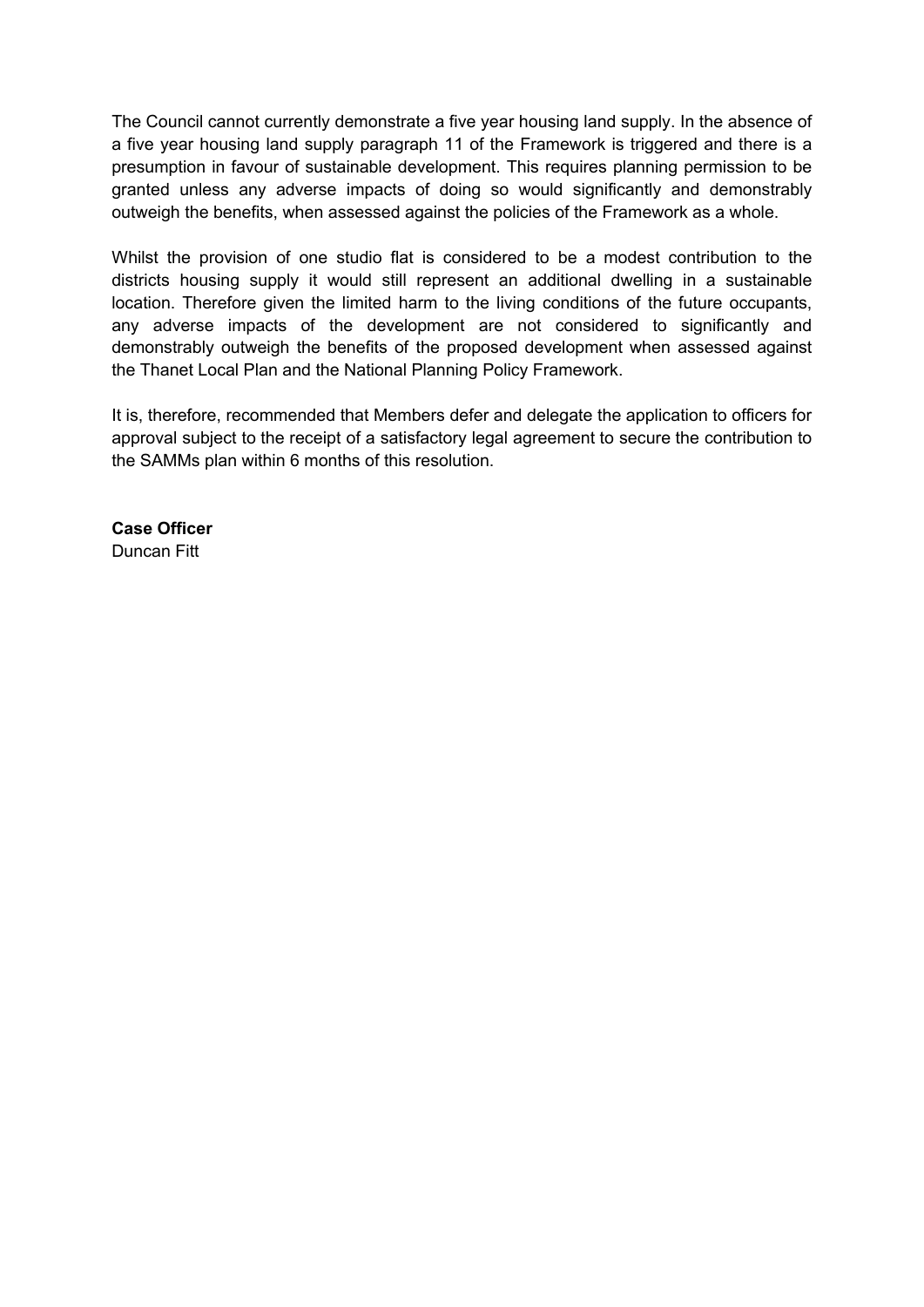The Council cannot currently demonstrate a five year housing land supply. In the absence of a five year housing land supply paragraph 11 of the Framework is triggered and there is a presumption in favour of sustainable development. This requires planning permission to be granted unless any adverse impacts of doing so would significantly and demonstrably outweigh the benefits, when assessed against the policies of the Framework as a whole.

Whilst the provision of one studio flat is considered to be a modest contribution to the districts housing supply it would still represent an additional dwelling in a sustainable location. Therefore given the limited harm to the living conditions of the future occupants, any adverse impacts of the development are not considered to significantly and demonstrably outweigh the benefits of the proposed development when assessed against the Thanet Local Plan and the National Planning Policy Framework.

It is, therefore, recommended that Members defer and delegate the application to officers for approval subject to the receipt of a satisfactory legal agreement to secure the contribution to the SAMMs plan within 6 months of this resolution.

**Case Officer**
Duncan Fitt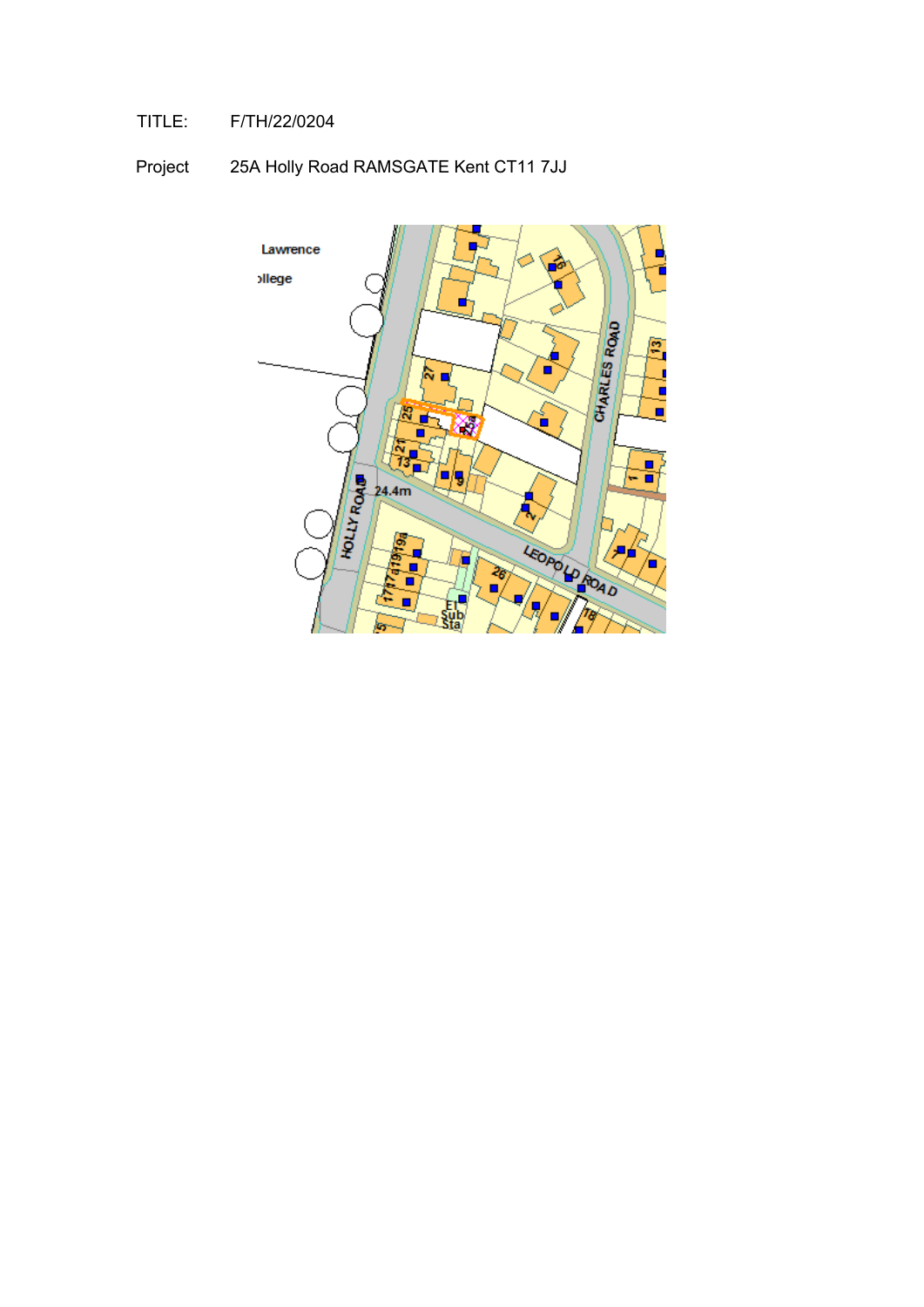TITLE: F/TH/22/0204

Project 25A Holly Road RAMSGATE Kent CT11 7JJ

Lawrence

ollege

HOLLY ROAD

CHARLES ROAD

LEOPOLD ROAD

24.4m

El Sub Sta